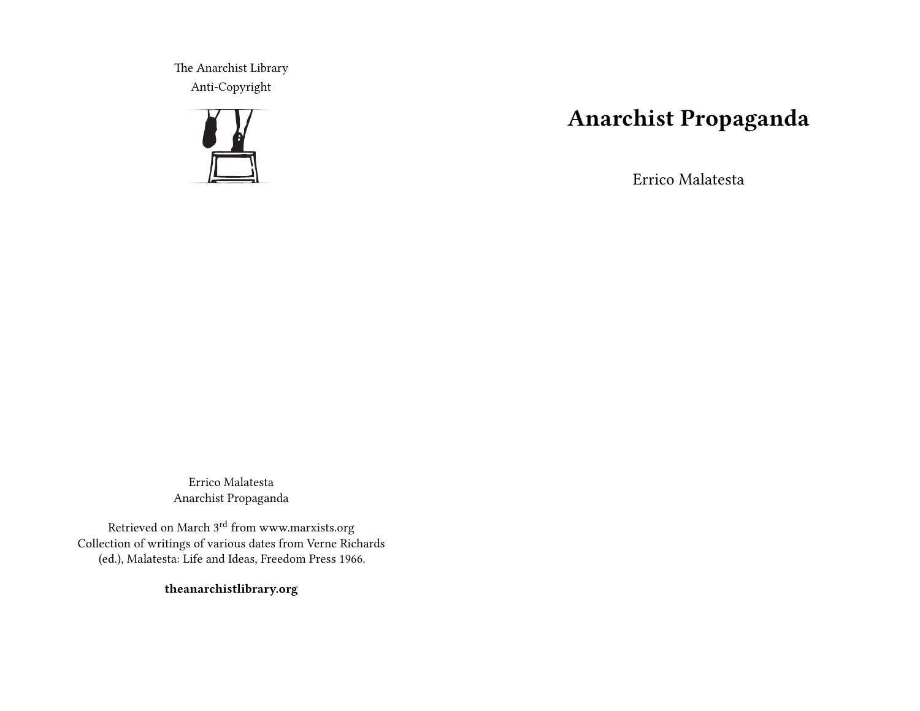The Anarchist Library
Anti-Copyright

# Anarchist Propaganda

Errico Malatesta

Errico Malatesta
Anarchist Propaganda

Retrieved on March 3rd from www.marxists.org
Collection of writings of various dates from Verne Richards (ed.), Malatesta: Life and Ideas, Freedom Press 1966.

**theanarchistlibrary.org**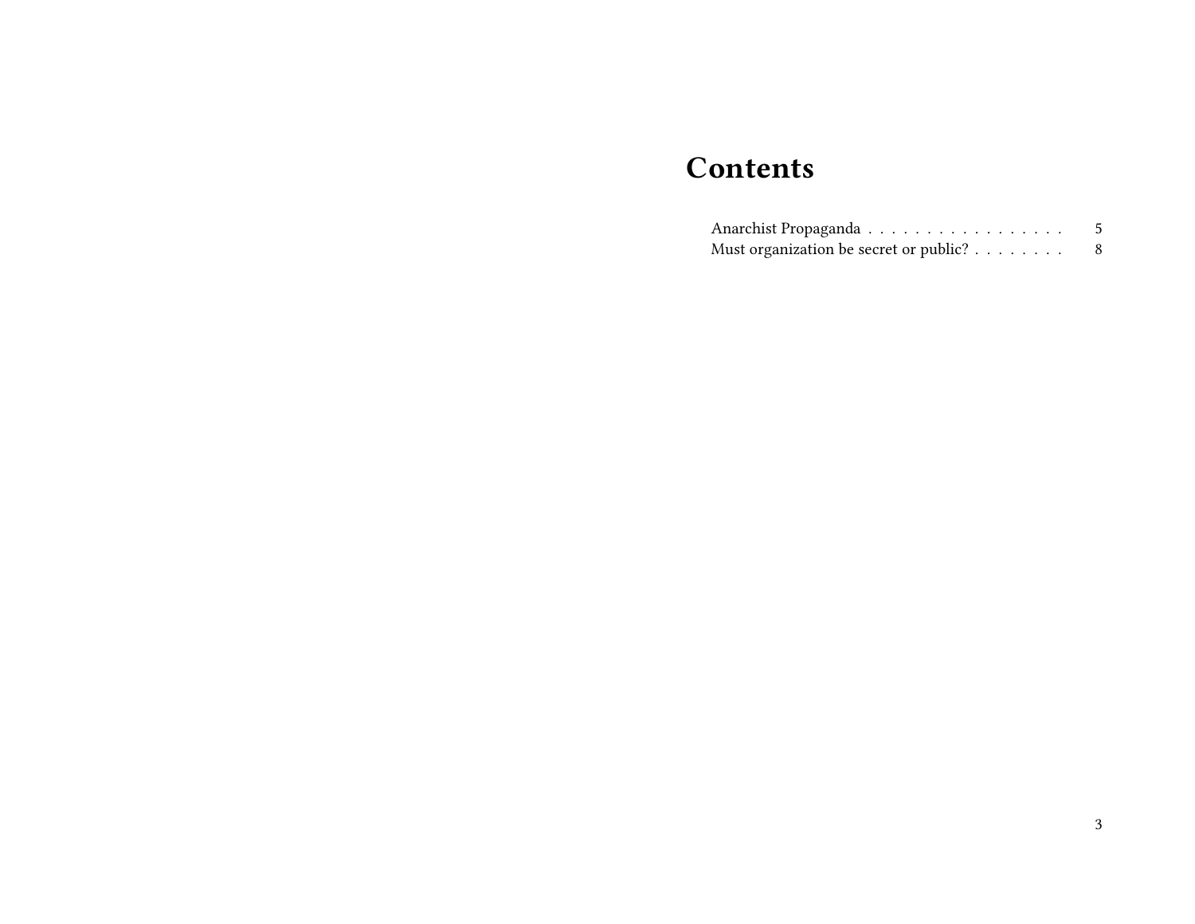# Contents

Anarchist Propaganda . . . . . . . . . . . . . . . . . . 5
Must organization be secret or public? . . . . . . . . 8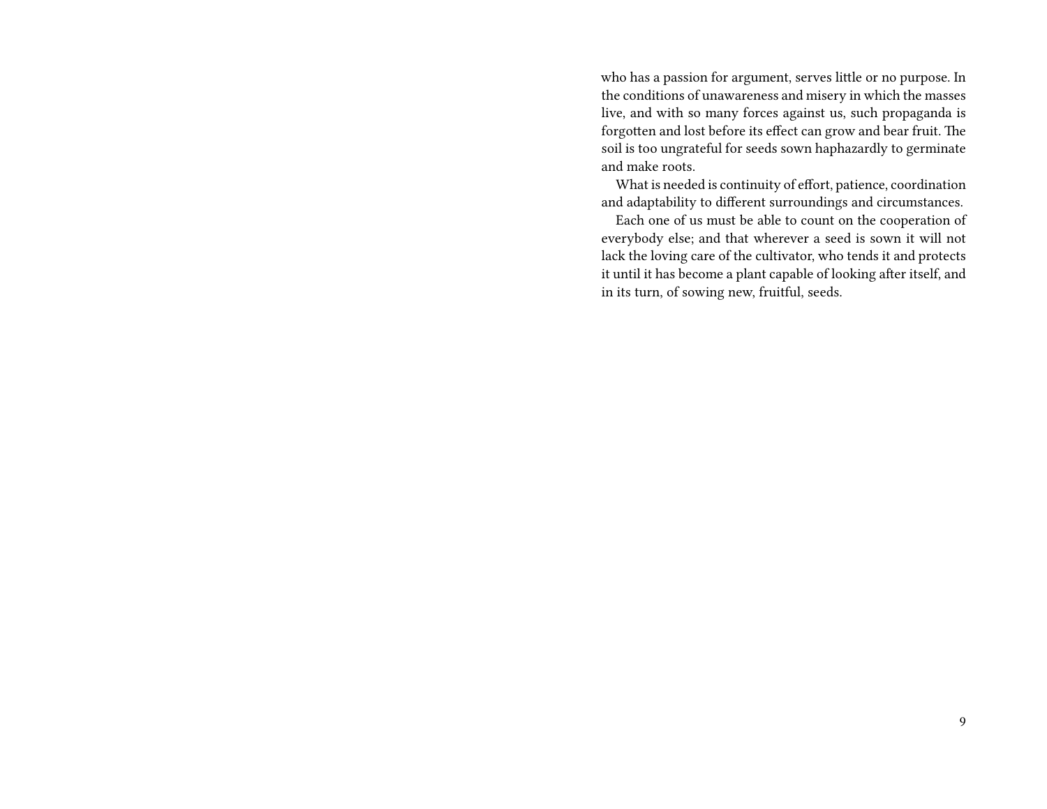who has a passion for argument, serves little or no purpose. In the conditions of unawareness and misery in which the masses live, and with so many forces against us, such propaganda is forgotten and lost before its effect can grow and bear fruit. The soil is too ungrateful for seeds sown haphazardly to germinate and make roots.

What is needed is continuity of effort, patience, coordination and adaptability to different surroundings and circumstances.

Each one of us must be able to count on the cooperation of everybody else; and that wherever a seed is sown it will not lack the loving care of the cultivator, who tends it and protects it until it has become a plant capable of looking after itself, and in its turn, of sowing new, fruitful, seeds.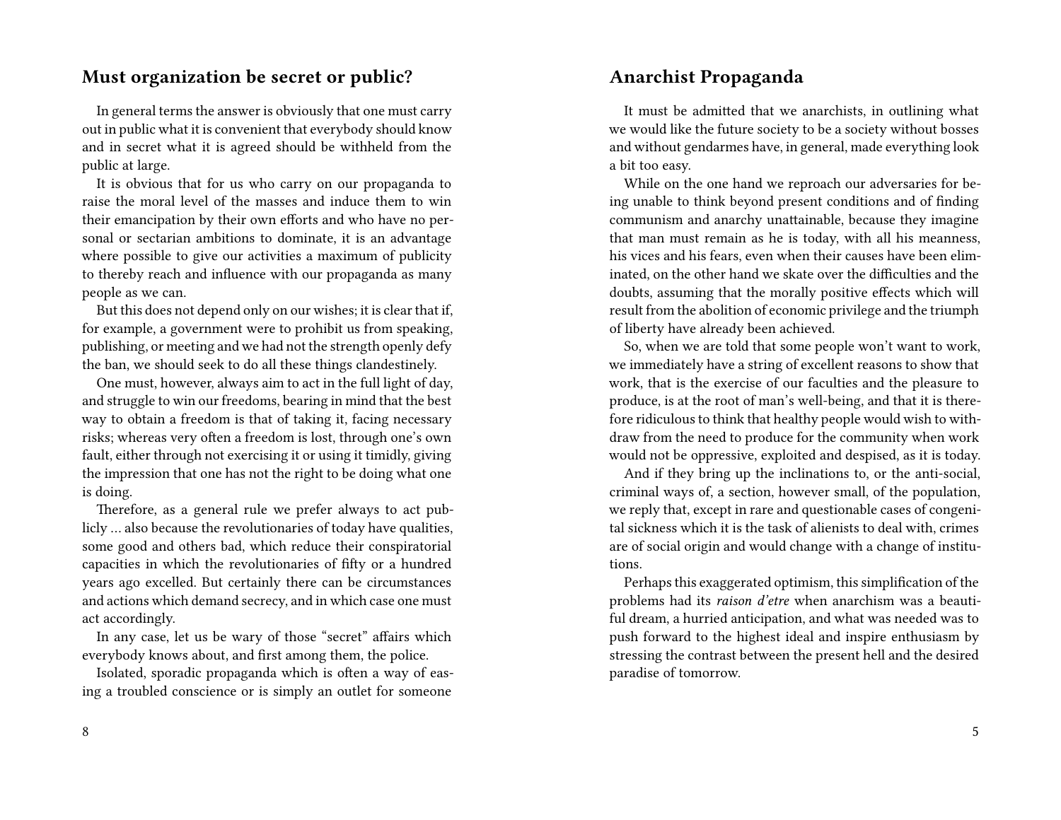## Must organization be secret or public?

In general terms the answer is obviously that one must carry out in public what it is convenient that everybody should know and in secret what it is agreed should be withheld from the public at large.

It is obvious that for us who carry on our propaganda to raise the moral level of the masses and induce them to win their emancipation by their own efforts and who have no personal or sectarian ambitions to dominate, it is an advantage where possible to give our activities a maximum of publicity to thereby reach and influence with our propaganda as many people as we can.

But this does not depend only on our wishes; it is clear that if, for example, a government were to prohibit us from speaking, publishing, or meeting and we had not the strength openly defy the ban, we should seek to do all these things clandestinely.

One must, however, always aim to act in the full light of day, and struggle to win our freedoms, bearing in mind that the best way to obtain a freedom is that of taking it, facing necessary risks; whereas very often a freedom is lost, through one's own fault, either through not exercising it or using it timidly, giving the impression that one has not the right to be doing what one is doing.

Therefore, as a general rule we prefer always to act publicly … also because the revolutionaries of today have qualities, some good and others bad, which reduce their conspiratorial capacities in which the revolutionaries of fifty or a hundred years ago excelled. But certainly there can be circumstances and actions which demand secrecy, and in which case one must act accordingly.

In any case, let us be wary of those "secret" affairs which everybody knows about, and first among them, the police.

Isolated, sporadic propaganda which is often a way of easing a troubled conscience or is simply an outlet for someone

## Anarchist Propaganda

It must be admitted that we anarchists, in outlining what we would like the future society to be a society without bosses and without gendarmes have, in general, made everything look a bit too easy.

While on the one hand we reproach our adversaries for being unable to think beyond present conditions and of finding communism and anarchy unattainable, because they imagine that man must remain as he is today, with all his meanness, his vices and his fears, even when their causes have been eliminated, on the other hand we skate over the difficulties and the doubts, assuming that the morally positive effects which will result from the abolition of economic privilege and the triumph of liberty have already been achieved.

So, when we are told that some people won't want to work, we immediately have a string of excellent reasons to show that work, that is the exercise of our faculties and the pleasure to produce, is at the root of man's well-being, and that it is therefore ridiculous to think that healthy people would wish to withdraw from the need to produce for the community when work would not be oppressive, exploited and despised, as it is today.

And if they bring up the inclinations to, or the anti-social, criminal ways of, a section, however small, of the population, we reply that, except in rare and questionable cases of congenital sickness which it is the task of alienists to deal with, crimes are of social origin and would change with a change of institutions.

Perhaps this exaggerated optimism, this simplification of the problems had its *raison d'etre* when anarchism was a beautiful dream, a hurried anticipation, and what was needed was to push forward to the highest ideal and inspire enthusiasm by stressing the contrast between the present hell and the desired paradise of tomorrow.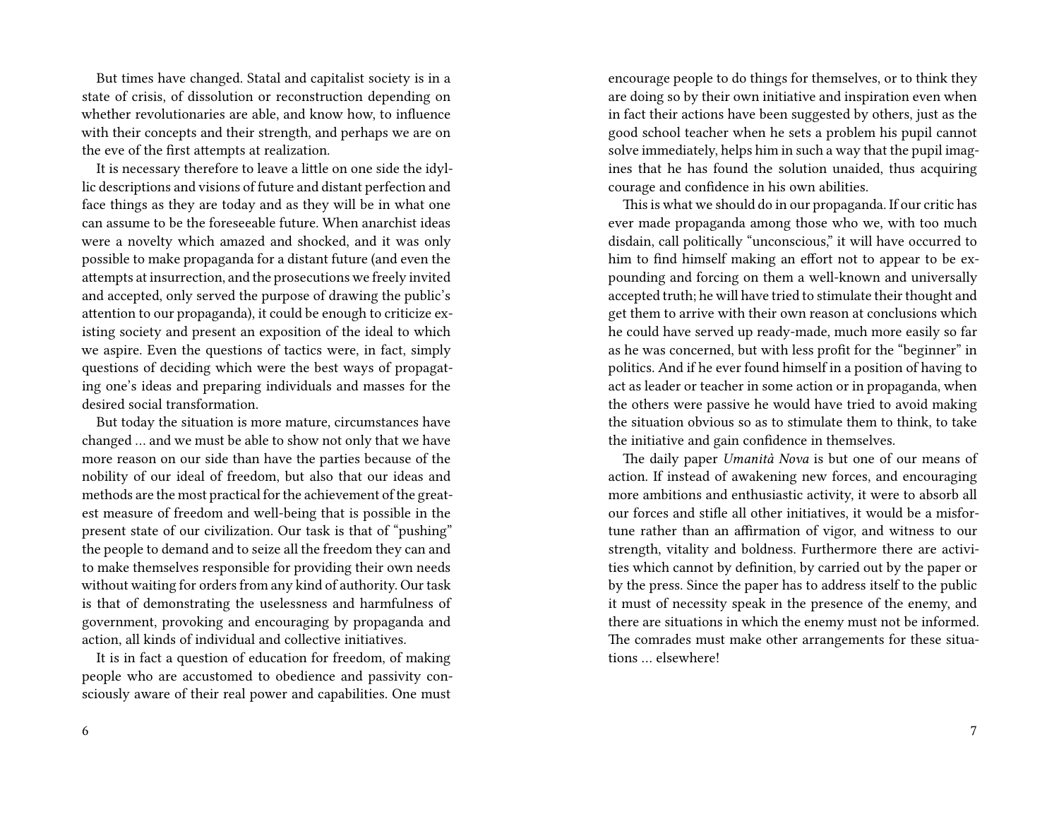But times have changed. Statal and capitalist society is in a state of crisis, of dissolution or reconstruction depending on whether revolutionaries are able, and know how, to influence with their concepts and their strength, and perhaps we are on the eve of the first attempts at realization.

It is necessary therefore to leave a little on one side the idyllic descriptions and visions of future and distant perfection and face things as they are today and as they will be in what one can assume to be the foreseeable future. When anarchist ideas were a novelty which amazed and shocked, and it was only possible to make propaganda for a distant future (and even the attempts at insurrection, and the prosecutions we freely invited and accepted, only served the purpose of drawing the public's attention to our propaganda), it could be enough to criticize existing society and present an exposition of the ideal to which we aspire. Even the questions of tactics were, in fact, simply questions of deciding which were the best ways of propagating one's ideas and preparing individuals and masses for the desired social transformation.

But today the situation is more mature, circumstances have changed … and we must be able to show not only that we have more reason on our side than have the parties because of the nobility of our ideal of freedom, but also that our ideas and methods are the most practical for the achievement of the greatest measure of freedom and well-being that is possible in the present state of our civilization. Our task is that of "pushing" the people to demand and to seize all the freedom they can and to make themselves responsible for providing their own needs without waiting for orders from any kind of authority. Our task is that of demonstrating the uselessness and harmfulness of government, provoking and encouraging by propaganda and action, all kinds of individual and collective initiatives.

It is in fact a question of education for freedom, of making people who are accustomed to obedience and passivity consciously aware of their real power and capabilities. One must encourage people to do things for themselves, or to think they are doing so by their own initiative and inspiration even when in fact their actions have been suggested by others, just as the good school teacher when he sets a problem his pupil cannot solve immediately, helps him in such a way that the pupil imagines that he has found the solution unaided, thus acquiring courage and confidence in his own abilities.

This is what we should do in our propaganda. If our critic has ever made propaganda among those who we, with too much disdain, call politically "unconscious," it will have occurred to him to find himself making an effort not to appear to be expounding and forcing on them a well-known and universally accepted truth; he will have tried to stimulate their thought and get them to arrive with their own reason at conclusions which he could have served up ready-made, much more easily so far as he was concerned, but with less profit for the "beginner" in politics. And if he ever found himself in a position of having to act as leader or teacher in some action or in propaganda, when the others were passive he would have tried to avoid making the situation obvious so as to stimulate them to think, to take the initiative and gain confidence in themselves.

The daily paper *Umanità Nova* is but one of our means of action. If instead of awakening new forces, and encouraging more ambitions and enthusiastic activity, it were to absorb all our forces and stifle all other initiatives, it would be a misfortune rather than an affirmation of vigor, and witness to our strength, vitality and boldness. Furthermore there are activities which cannot by definition, by carried out by the paper or by the press. Since the paper has to address itself to the public it must of necessity speak in the presence of the enemy, and there are situations in which the enemy must not be informed. The comrades must make other arrangements for these situations … elsewhere!